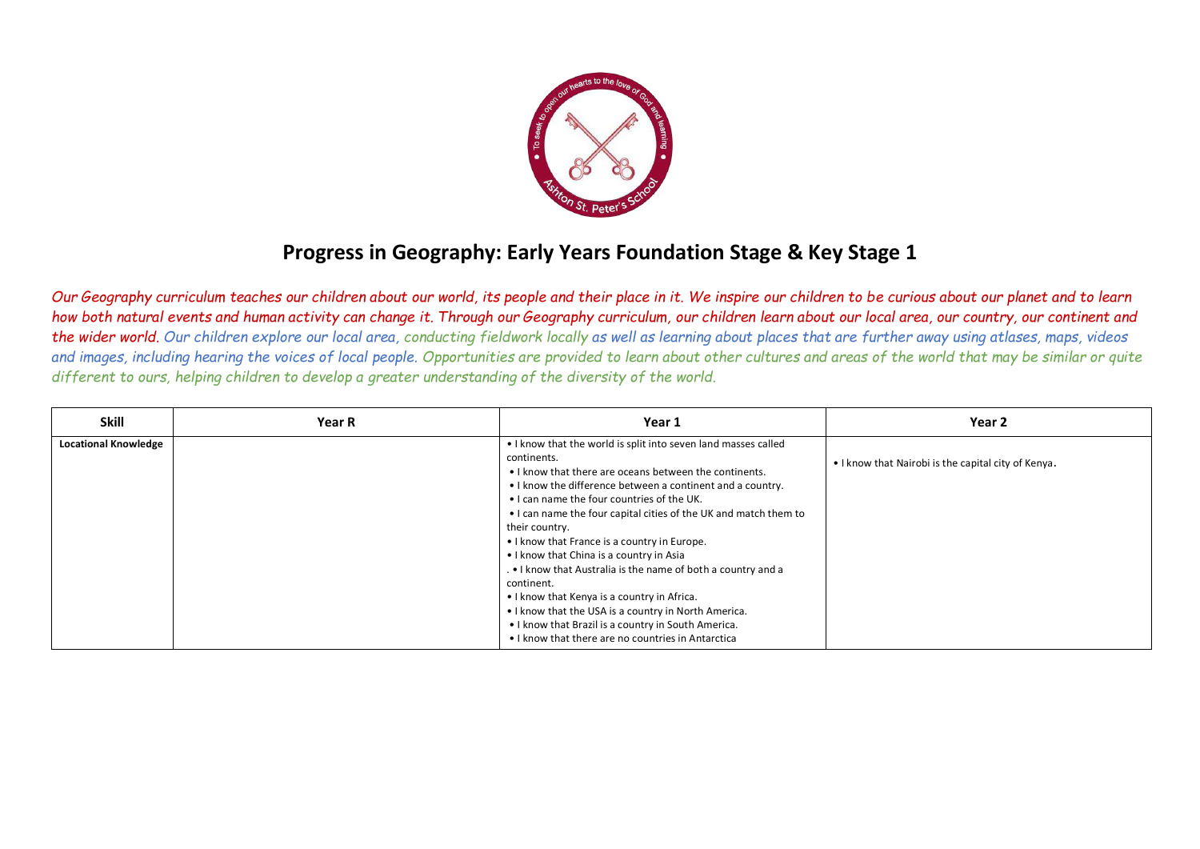# Progress in Geography: Early Years Foundation Stage & Key Stage 1

*Our Geography curriculum teaches our children about our world, its people and their place in it. We inspire our children to be curious about our planet and to learn how both natural events and human activity can change it. Through our Geography curriculum, our children learn about our local area, our country, our continent and the wider world. Our children explore our local area, conducting fieldwork locally as well as learning about places that are further away using atlases, maps, videos and images, including hearing the voices of local people. Opportunities are provided to learn about other cultures and areas of the world that may be similar or quite different to ours, helping children to develop a greater understanding of the diversity of the world.*

| Skill | Year R | Year 1 | Year 2 |
|---|---|---|---|
| **Locational Knowledge** | | • I know that the world is split into seven land masses called continents.<br>• I know that there are oceans between the continents.<br>• I know the difference between a continent and a country.<br>• I can name the four countries of the UK.<br>• I can name the four capital cities of the UK and match them to their country.<br>• I know that France is a country in Europe.<br>• I know that China is a country in Asia<br>. • I know that Australia is the name of both a country and a continent.<br>• I know that Kenya is a country in Africa.<br>• I know that the USA is a country in North America.<br>• I know that Brazil is a country in South America.<br>• I know that there are no countries in Antarctica | • I know that Nairobi is the capital city of Kenya. |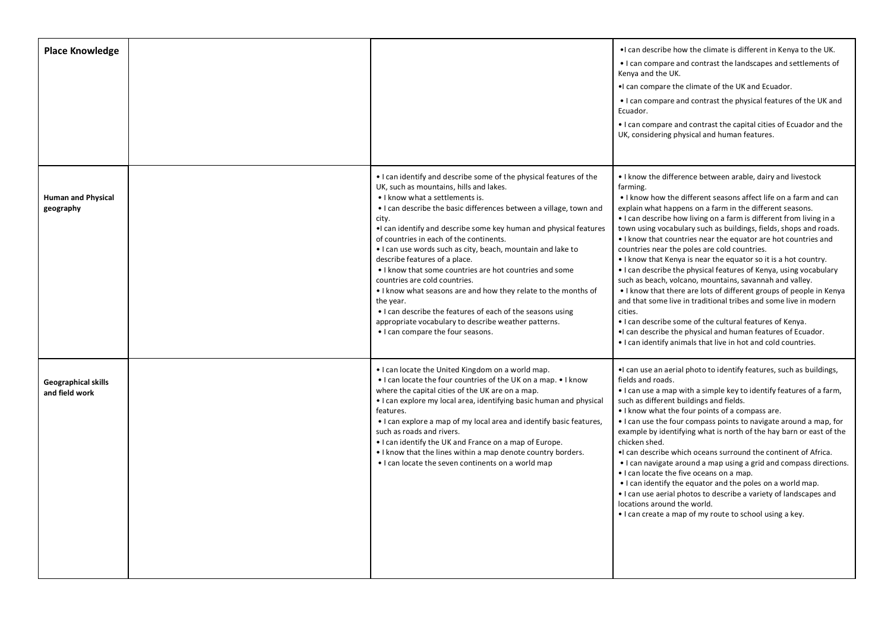| | | | |
|---|---|---|---|
| **Place Knowledge** | | | •I can describe how the climate is different in Kenya to the UK.<br>• I can compare and contrast the landscapes and settlements of Kenya and the UK.<br>•I can compare the climate of the UK and Ecuador.<br>• I can compare and contrast the physical features of the UK and Ecuador.<br>• I can compare and contrast the capital cities of Ecuador and the UK, considering physical and human features. |
| **Human and Physical geography** | | • I can identify and describe some of the physical features of the UK, such as mountains, hills and lakes.<br>• I know what a settlements is.<br>• I can describe the basic differences between a village, town and city.<br>•I can identify and describe some key human and physical features of countries in each of the continents.<br>• I can use words such as city, beach, mountain and lake to describe features of a place.<br>• I know that some countries are hot countries and some countries are cold countries.<br>• I know what seasons are and how they relate to the months of the year.<br>• I can describe the features of each of the seasons using appropriate vocabulary to describe weather patterns.<br>• I can compare the four seasons. | • I know the difference between arable, dairy and livestock farming.<br>• I know how the different seasons affect life on a farm and can explain what happens on a farm in the different seasons.<br>• I can describe how living on a farm is different from living in a town using vocabulary such as buildings, fields, shops and roads.<br>• I know that countries near the equator are hot countries and countries near the poles are cold countries.<br>• I know that Kenya is near the equator so it is a hot country.<br>• I can describe the physical features of Kenya, using vocabulary such as beach, volcano, mountains, savannah and valley.<br>• I know that there are lots of different groups of people in Kenya and that some live in traditional tribes and some live in modern cities.<br>• I can describe some of the cultural features of Kenya.<br>•I can describe the physical and human features of Ecuador.<br>• I can identify animals that live in hot and cold countries. |
| **Geographical skills and field work** | | • I can locate the United Kingdom on a world map.<br>• I can locate the four countries of the UK on a map. • I know where the capital cities of the UK are on a map.<br>• I can explore my local area, identifying basic human and physical features.<br>• I can explore a map of my local area and identify basic features, such as roads and rivers.<br>• I can identify the UK and France on a map of Europe.<br>• I know that the lines within a map denote country borders.<br>• I can locate the seven continents on a world map | •I can use an aerial photo to identify features, such as buildings, fields and roads.<br>• I can use a map with a simple key to identify features of a farm, such as different buildings and fields.<br>• I know what the four points of a compass are.<br>• I can use the four compass points to navigate around a map, for example by identifying what is north of the hay barn or east of the chicken shed.<br>•I can describe which oceans surround the continent of Africa.<br>• I can navigate around a map using a grid and compass directions.<br>• I can locate the five oceans on a map.<br>• I can identify the equator and the poles on a world map.<br>• I can use aerial photos to describe a variety of landscapes and locations around the world.<br>• I can create a map of my route to school using a key. |